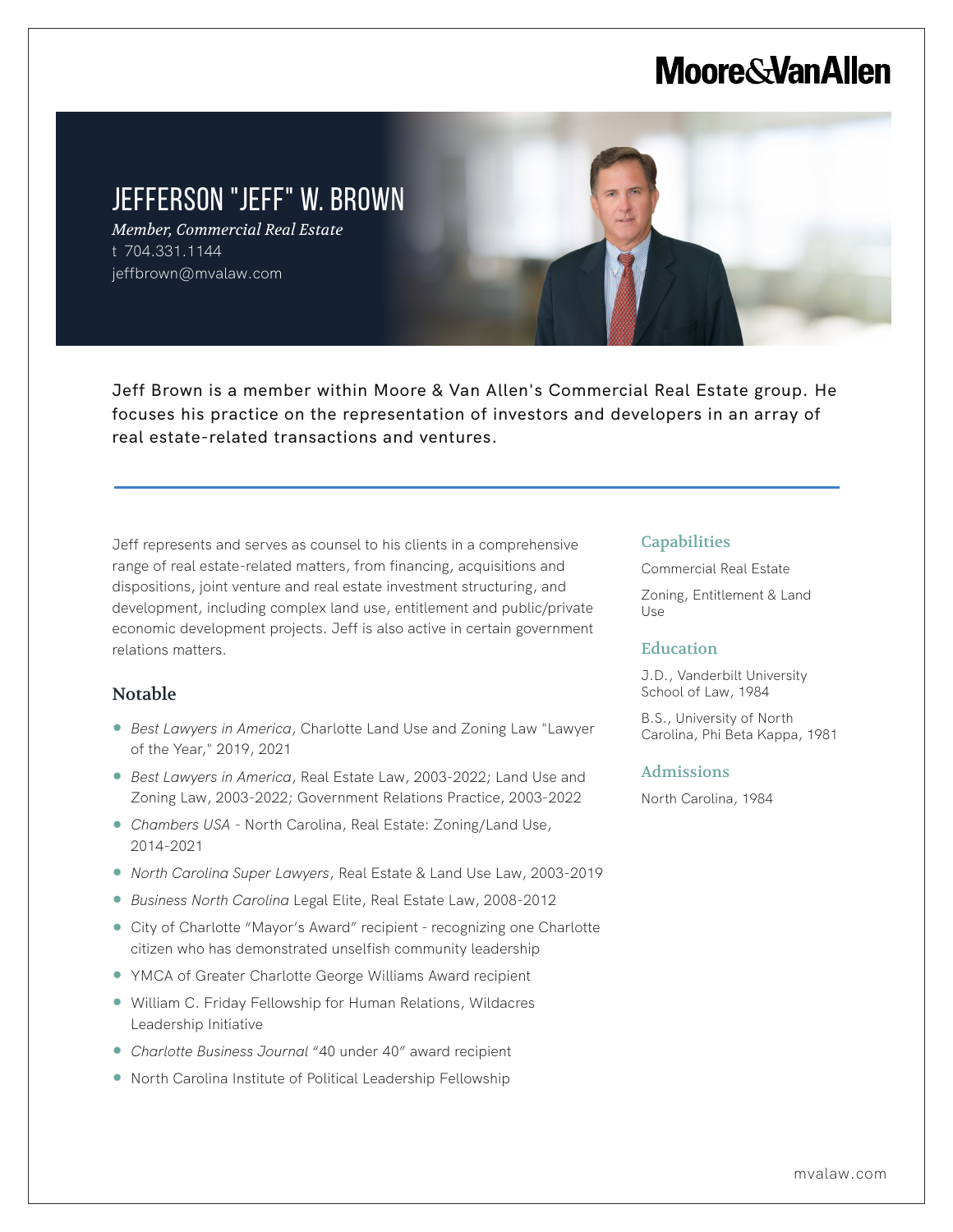Moore&VanAllen

# JEFFERSON "JEFF" W. BROWN

*Member, Commercial Real Estate*

t 704.331.1144

jeffbrown@mvalaw.com

Jeff Brown is a member within Moore & Van Allen's Commercial Real Estate group. He focuses his practice on the representation of investors and developers in an array of real estate-related transactions and ventures.

Jeff represents and serves as counsel to his clients in a comprehensive range of real estate-related matters, from financing, acquisitions and dispositions, joint venture and real estate investment structuring, and development, including complex land use, entitlement and public/private economic development projects. Jeff is also active in certain government relations matters.

## Notable

- *Best Lawyers in America*, Charlotte Land Use and Zoning Law "Lawyer of the Year," 2019, 2021
- *Best Lawyers in America*, Real Estate Law, 2003-2022; Land Use and Zoning Law, 2003-2022; Government Relations Practice, 2003-2022
- *Chambers USA* - North Carolina, Real Estate: Zoning/Land Use, 2014-2021
- *North Carolina Super Lawyers*, Real Estate & Land Use Law, 2003-2019
- *Business North Carolina* Legal Elite, Real Estate Law, 2008-2012
- City of Charlotte "Mayor's Award" recipient - recognizing one Charlotte citizen who has demonstrated unselfish community leadership
- YMCA of Greater Charlotte George Williams Award recipient
- William C. Friday Fellowship for Human Relations, Wildacres Leadership Initiative
- *Charlotte Business Journal* "40 under 40" award recipient
- North Carolina Institute of Political Leadership Fellowship

## Capabilities

Commercial Real Estate

Zoning, Entitlement & Land Use

## Education

J.D., Vanderbilt University School of Law, 1984

B.S., University of North Carolina, Phi Beta Kappa, 1981

## Admissions

North Carolina, 1984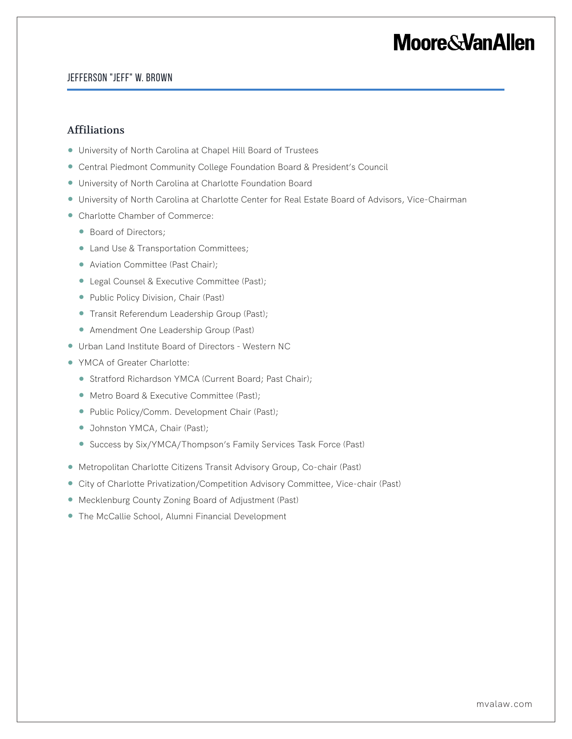## Affiliations

- University of North Carolina at Chapel Hill Board of Trustees
- Central Piedmont Community College Foundation Board & President's Council
- University of North Carolina at Charlotte Foundation Board
- University of North Carolina at Charlotte Center for Real Estate Board of Advisors, Vice-Chairman
- Charlotte Chamber of Commerce:
  - Board of Directors;
  - Land Use & Transportation Committees;
  - Aviation Committee (Past Chair);
  - Legal Counsel & Executive Committee (Past);
  - Public Policy Division, Chair (Past)
  - Transit Referendum Leadership Group (Past);
  - Amendment One Leadership Group (Past)
- Urban Land Institute Board of Directors - Western NC
- YMCA of Greater Charlotte:
  - Stratford Richardson YMCA (Current Board; Past Chair);
  - Metro Board & Executive Committee (Past);
  - Public Policy/Comm. Development Chair (Past);
  - Johnston YMCA, Chair (Past);
  - Success by Six/YMCA/Thompson's Family Services Task Force (Past)
- Metropolitan Charlotte Citizens Transit Advisory Group, Co-chair (Past)
- City of Charlotte Privatization/Competition Advisory Committee, Vice-chair (Past)
- Mecklenburg County Zoning Board of Adjustment (Past)
- The McCallie School, Alumni Financial Development